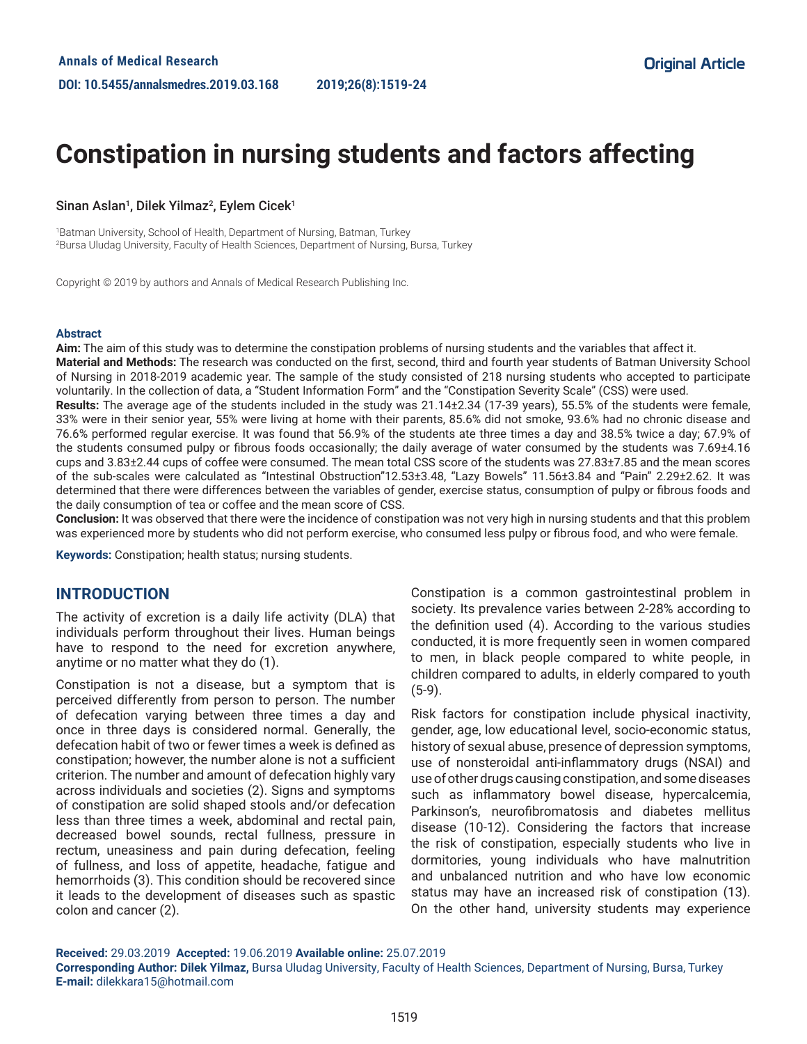Annals of Medical Research

DOI: 10.5455/annalsmedres.2019.03.168

2019;26(8):1519-24

Original Article

# Constipation in nursing students and factors affecting

Sinan Aslan[1], Dilek Yilmaz[2], Eylem Cicek[1]

[1]Batman University, School of Health, Department of Nursing, Batman, Turkey
[2]Bursa Uludag University, Faculty of Health Sciences, Department of Nursing, Bursa, Turkey

Copyright © 2019 by authors and Annals of Medical Research Publishing Inc.

### Abstract

**Aim:** The aim of this study was to determine the constipation problems of nursing students and the variables that affect it.

**Material and Methods:** The research was conducted on the first, second, third and fourth year students of Batman University School of Nursing in 2018-2019 academic year. The sample of the study consisted of 218 nursing students who accepted to participate voluntarily. In the collection of data, a "Student Information Form" and the "Constipation Severity Scale" (CSS) were used.

**Results:** The average age of the students included in the study was 21.14±2.34 (17-39 years), 55.5% of the students were female, 33% were in their senior year, 55% were living at home with their parents, 85.6% did not smoke, 93.6% had no chronic disease and 76.6% performed regular exercise. It was found that 56.9% of the students ate three times a day and 38.5% twice a day; 67.9% of the students consumed pulpy or fibrous foods occasionally; the daily average of water consumed by the students was 7.69±4.16 cups and 3.83±2.44 cups of coffee were consumed. The mean total CSS score of the students was 27.83±7.85 and the mean scores of the sub-scales were calculated as "Intestinal Obstruction"12.53±3.48, "Lazy Bowels" 11.56±3.84 and "Pain" 2.29±2.62. It was determined that there were differences between the variables of gender, exercise status, consumption of pulpy or fibrous foods and the daily consumption of tea or coffee and the mean score of CSS.

**Conclusion:** It was observed that there were the incidence of constipation was not very high in nursing students and that this problem was experienced more by students who did not perform exercise, who consumed less pulpy or fibrous food, and who were female.

**Keywords:** Constipation; health status; nursing students.

## INTRODUCTION

The activity of excretion is a daily life activity (DLA) that individuals perform throughout their lives. Human beings have to respond to the need for excretion anywhere, anytime or no matter what they do (1).

Constipation is not a disease, but a symptom that is perceived differently from person to person. The number of defecation varying between three times a day and once in three days is considered normal. Generally, the defecation habit of two or fewer times a week is defined as constipation; however, the number alone is not a sufficient criterion. The number and amount of defecation highly vary across individuals and societies (2). Signs and symptoms of constipation are solid shaped stools and/or defecation less than three times a week, abdominal and rectal pain, decreased bowel sounds, rectal fullness, pressure in rectum, uneasiness and pain during defecation, feeling of fullness, and loss of appetite, headache, fatigue and hemorrhoids (3). This condition should be recovered since it leads to the development of diseases such as spastic colon and cancer (2).

Constipation is a common gastrointestinal problem in society. Its prevalence varies between 2-28% according to the definition used (4). According to the various studies conducted, it is more frequently seen in women compared to men, in black people compared to white people, in children compared to adults, in elderly compared to youth (5-9).

Risk factors for constipation include physical inactivity, gender, age, low educational level, socio-economic status, history of sexual abuse, presence of depression symptoms, use of nonsteroidal anti-inflammatory drugs (NSAI) and use of other drugs causing constipation, and some diseases such as inflammatory bowel disease, hypercalcemia, Parkinson's, neurofibromatosis and diabetes mellitus disease (10-12). Considering the factors that increase the risk of constipation, especially students who live in dormitories, young individuals who have malnutrition and unbalanced nutrition and who have low economic status may have an increased risk of constipation (13). On the other hand, university students may experience

**Received:** 29.03.2019 **Accepted:** 19.06.2019 **Available online:** 25.07.2019
**Corresponding Author: Dilek Yilmaz,** Bursa Uludag University, Faculty of Health Sciences, Department of Nursing, Bursa, Turkey
**E-mail:** dilekkara15@hotmail.com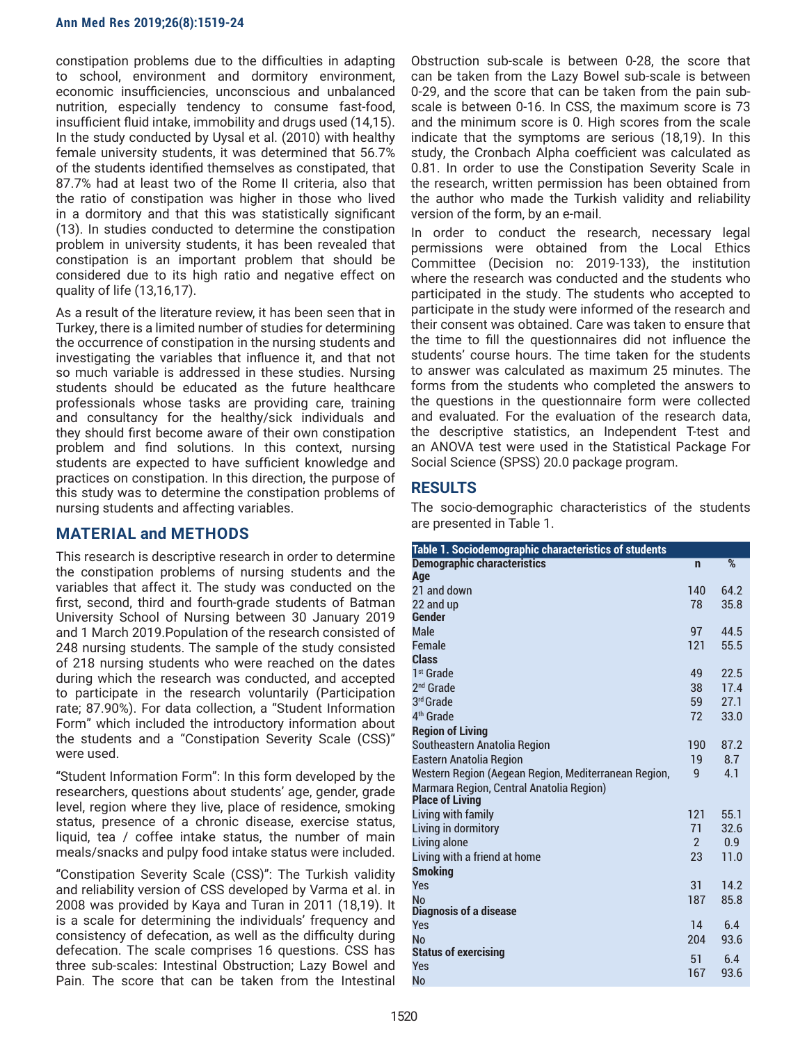constipation problems due to the difficulties in adapting to school, environment and dormitory environment, economic insufficiencies, unconscious and unbalanced nutrition, especially tendency to consume fast-food, insufficient fluid intake, immobility and drugs used (14,15). In the study conducted by Uysal et al. (2010) with healthy female university students, it was determined that 56.7% of the students identified themselves as constipated, that 87.7% had at least two of the Rome II criteria, also that the ratio of constipation was higher in those who lived in a dormitory and that this was statistically significant (13). In studies conducted to determine the constipation problem in university students, it has been revealed that constipation is an important problem that should be considered due to its high ratio and negative effect on quality of life (13,16,17).

As a result of the literature review, it has been seen that in Turkey, there is a limited number of studies for determining the occurrence of constipation in the nursing students and investigating the variables that influence it, and that not so much variable is addressed in these studies. Nursing students should be educated as the future healthcare professionals whose tasks are providing care, training and consultancy for the healthy/sick individuals and they should first become aware of their own constipation problem and find solutions. In this context, nursing students are expected to have sufficient knowledge and practices on constipation. In this direction, the purpose of this study was to determine the constipation problems of nursing students and affecting variables.

## MATERIAL and METHODS

This research is descriptive research in order to determine the constipation problems of nursing students and the variables that affect it. The study was conducted on the first, second, third and fourth-grade students of Batman University School of Nursing between 30 January 2019 and 1 March 2019.Population of the research consisted of 248 nursing students. The sample of the study consisted of 218 nursing students who were reached on the dates during which the research was conducted, and accepted to participate in the research voluntarily (Participation rate; 87.90%). For data collection, a "Student Information Form" which included the introductory information about the students and a "Constipation Severity Scale (CSS)" were used.

"Student Information Form": In this form developed by the researchers, questions about students' age, gender, grade level, region where they live, place of residence, smoking status, presence of a chronic disease, exercise status, liquid, tea / coffee intake status, the number of main meals/snacks and pulpy food intake status were included.

"Constipation Severity Scale (CSS)": The Turkish validity and reliability version of CSS developed by Varma et al. in 2008 was provided by Kaya and Turan in 2011 (18,19). It is a scale for determining the individuals' frequency and consistency of defecation, as well as the difficulty during defecation. The scale comprises 16 questions. CSS has three sub-scales: Intestinal Obstruction; Lazy Bowel and Pain. The score that can be taken from the Intestinal Obstruction sub-scale is between 0-28, the score that can be taken from the Lazy Bowel sub-scale is between 0-29, and the score that can be taken from the pain sub-scale is between 0-16. In CSS, the maximum score is 73 and the minimum score is 0. High scores from the scale indicate that the symptoms are serious (18,19). In this study, the Cronbach Alpha coefficient was calculated as 0.81. In order to use the Constipation Severity Scale in the research, written permission has been obtained from the author who made the Turkish validity and reliability version of the form, by an e-mail.

In order to conduct the research, necessary legal permissions were obtained from the Local Ethics Committee (Decision no: 2019-133), the institution where the research was conducted and the students who participated in the study. The students who accepted to participate in the study were informed of the research and their consent was obtained. Care was taken to ensure that the time to fill the questionnaires did not influence the students' course hours. The time taken for the students to answer was calculated as maximum 25 minutes. The forms from the students who completed the answers to the questions in the questionnaire form were collected and evaluated. For the evaluation of the research data, the descriptive statistics, an Independent T-test and an ANOVA test were used in the Statistical Package For Social Science (SPSS) 20.0 package program.

## RESULTS

The socio-demographic characteristics of the students are presented in Table 1.

**Table 1. Sociodemographic characteristics of students**

| Demographic characteristics | n | % |
|---|---|---|
| **Age** | | |
| 21 and down | 140 | 64.2 |
| 22 and up | 78 | 35.8 |
| **Gender** | | |
| Male | 97 | 44.5 |
| Female | 121 | 55.5 |
| **Class** | | |
| 1st Grade | 49 | 22.5 |
| 2nd Grade | 38 | 17.4 |
| 3rd Grade | 59 | 27.1 |
| 4th Grade | 72 | 33.0 |
| **Region of Living** | | |
| Southeastern Anatolia Region | 190 | 87.2 |
| Eastern Anatolia Region | 19 | 8.7 |
| Western Region (Aegean Region, Mediterranean Region, Marmara Region, Central Anatolia Region) | 9 | 4.1 |
| **Place of Living** | | |
| Living with family | 121 | 55.1 |
| Living in dormitory | 71 | 32.6 |
| Living alone | 2 | 0.9 |
| Living with a friend at home | 23 | 11.0 |
| **Smoking** | | |
| Yes | 31 | 14.2 |
| No | 187 | 85.8 |
| **Diagnosis of a disease** | | |
| Yes | 14 | 6.4 |
| No | 204 | 93.6 |
| **Status of exercising** | | |
| Yes | 51 | 6.4 |
| No | 167 | 93.6 |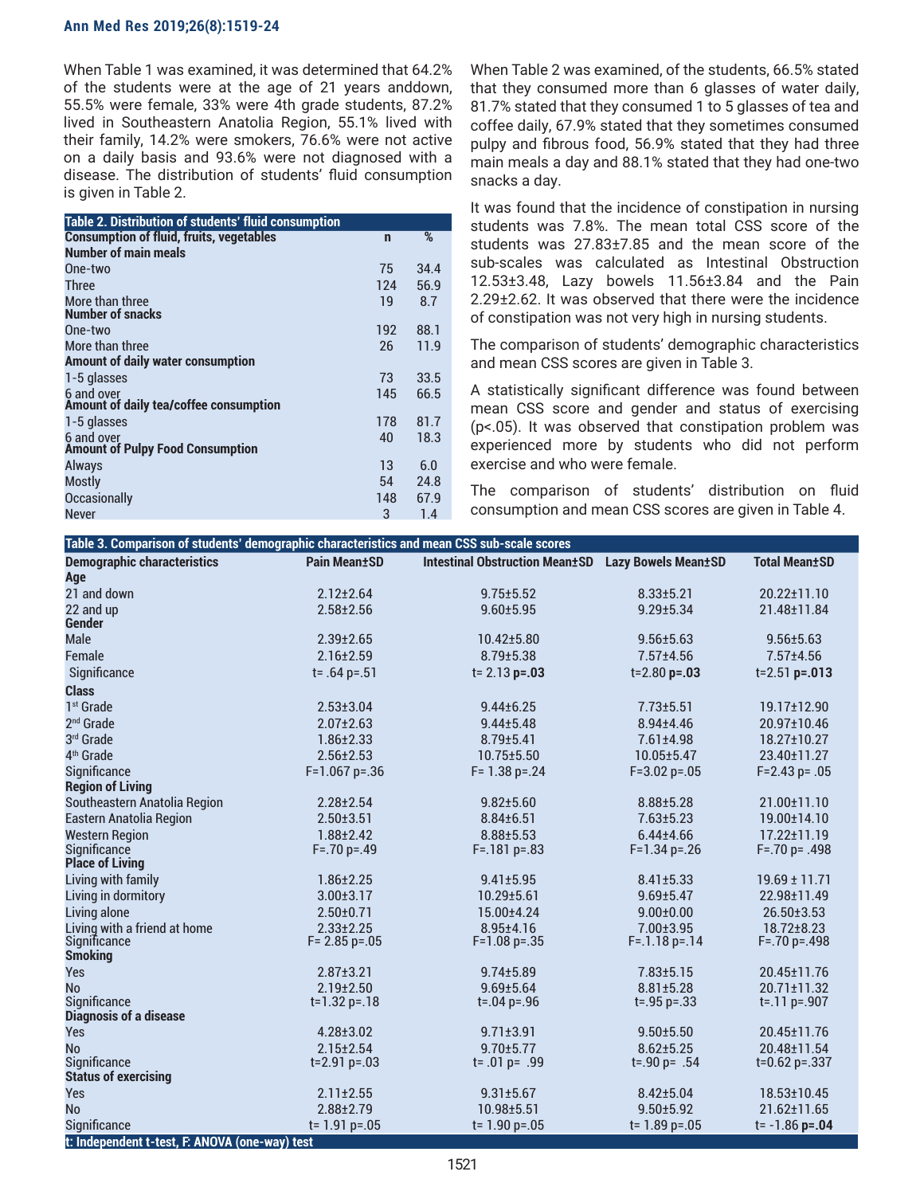When Table 1 was examined, it was determined that 64.2% of the students were at the age of 21 years anddown, 55.5% were female, 33% were 4th grade students, 87.2% lived in Southeastern Anatolia Region, 55.1% lived with their family, 14.2% were smokers, 76.6% were not active on a daily basis and 93.6% were not diagnosed with a disease. The distribution of students' fluid consumption is given in Table 2.

| Table 2. Distribution of students' fluid consumption | | |
|---|---|---|
| **Consumption of fluid, fruits, vegetables** | **n** | **%** |
| **Number of main meals** | | |
| One-two | 75 | 34.4 |
| Three | 124 | 56.9 |
| More than three | 19 | 8.7 |
| **Number of snacks** | | |
| One-two | 192 | 88.1 |
| More than three | 26 | 11.9 |
| **Amount of daily water consumption** | | |
| 1-5 glasses | 73 | 33.5 |
| 6 and over | 145 | 66.5 |
| **Amount of daily tea/coffee consumption** | | |
| 1-5 glasses | 178 | 81.7 |
| 6 and over | 40 | 18.3 |
| **Amount of Pulpy Food Consumption** | | |
| Always | 13 | 6.0 |
| Mostly | 54 | 24.8 |
| Occasionally | 148 | 67.9 |
| Never | 3 | 1.4 |

When Table 2 was examined, of the students, 66.5% stated that they consumed more than 6 glasses of water daily, 81.7% stated that they consumed 1 to 5 glasses of tea and coffee daily, 67.9% stated that they sometimes consumed pulpy and fibrous food, 56.9% stated that they had three main meals a day and 88.1% stated that they had one-two snacks a day.

It was found that the incidence of constipation in nursing students was 7.8%. The mean total CSS score of the students was 27.83±7.85 and the mean score of the sub-scales was calculated as Intestinal Obstruction 12.53±3.48, Lazy bowels 11.56±3.84 and the Pain 2.29±2.62. It was observed that there were the incidence of constipation was not very high in nursing students.

The comparison of students' demographic characteristics and mean CSS scores are given in Table 3.

A statistically significant difference was found between mean CSS score and gender and status of exercising ($p<.05$). It was observed that constipation problem was experienced more by students who did not perform exercise and who were female.

The comparison of students' distribution on fluid consumption and mean CSS scores are given in Table 4.

| Table 3. Comparison of students' demographic characteristics and mean CSS sub-scale scores | | | | |
|---|---|---|---|---|
| **Demographic characteristics** | **Pain Mean±SD** | **Intestinal Obstruction Mean±SD** | **Lazy Bowels Mean±SD** | **Total Mean±SD** |
| **Age** | | | | |
| 21 and down | 2.12±2.64 | 9.75±5.52 | 8.33±5.21 | 20.22±11.10 |
| 22 and up | 2.58±2.56 | 9.60±5.95 | 9.29±5.34 | 21.48±11.84 |
| **Gender** | | | | |
| Male | 2.39±2.65 | 10.42±5.80 | 9.56±5.63 | 9.56±5.63 |
| Female | 2.16±2.59 | 8.79±5.38 | 7.57±4.56 | 7.57±4.56 |
| Significance | t= .64 p=.51 | t= 2.13 **p=.03** | t=2.80 **p=.03** | t=2.51 **p=.013** |
| **Class** | | | | |
| 1st Grade | 2.53±3.04 | 9.44±6.25 | 7.73±5.51 | 19.17±12.90 |
| 2nd Grade | 2.07±2.63 | 9.44±5.48 | 8.94±4.46 | 20.97±10.46 |
| 3rd Grade | 1.86±2.33 | 8.79±5.41 | 7.61±4.98 | 18.27±10.27 |
| 4th Grade | 2.56±2.53 | 10.75±5.50 | 10.05±5.47 | 23.40±11.27 |
| Significance | F=1.067 p=.36 | F= 1.38 p=.24 | F=3.02 p=.05 | F=2.43 p= .05 |
| **Region of Living** | | | | |
| Southeastern Anatolia Region | 2.28±2.54 | 9.82±5.60 | 8.88±5.28 | 21.00±11.10 |
| Eastern Anatolia Region | 2.50±3.51 | 8.84±6.51 | 7.63±5.23 | 19.00±14.10 |
| Western Region | 1.88±2.42 | 8.88±5.53 | 6.44±4.66 | 17.22±11.19 |
| Significance | F=.70 p=.49 | F=.181 p=.83 | F=1.34 p=.26 | F=.70 p= .498 |
| **Place of Living** | | | | |
| Living with family | 1.86±2.25 | 9.41±5.95 | 8.41±5.33 | 19.69 ± 11.71 |
| Living in dormitory | 3.00±3.17 | 10.29±5.61 | 9.69±5.47 | 22.98±11.49 |
| Living alone | 2.50±0.71 | 15.00±4.24 | 9.00±0.00 | 26.50±3.53 |
| Living with a friend at home | 2.33±2.25 | 8.95±4.16 | 7.00±3.95 | 18.72±8.23 |
| Significance | F= 2.85 p=.05 | F=1.08 p=.35 | F=.1.18 p=.14 | F=.70 p=.498 |
| **Smoking** | | | | |
| Yes | 2.87±3.21 | 9.74±5.89 | 7.83±5.15 | 20.45±11.76 |
| No | 2.19±2.50 | 9.69±5.64 | 8.81±5.28 | 20.71±11.32 |
| Significance | t=1.32 p=.18 | t=.04 p=.96 | t=.95 p=.33 | t=.11 p=.907 |
| **Diagnosis of a disease** | | | | |
| Yes | 4.28±3.02 | 9.71±3.91 | 9.50±5.50 | 20.45±11.76 |
| No | 2.15±2.54 | 9.70±5.77 | 8.62±5.25 | 20.48±11.54 |
| Significance | t=2.91 p=.03 | t= .01 p= .99 | t=.90 p= .54 | t=0.62 p=.337 |
| **Status of exercising** | | | | |
| Yes | 2.11±2.55 | 9.31±5.67 | 8.42±5.04 | 18.53±10.45 |
| No | 2.88±2.79 | 10.98±5.51 | 9.50±5.92 | 21.62±11.65 |
| Significance | t= 1.91 p=.05 | t= 1.90 p=.05 | t= 1.89 p=.05 | t= -1.86 **p=.04** |

t: Independent t-test, F: ANOVA (one-way) test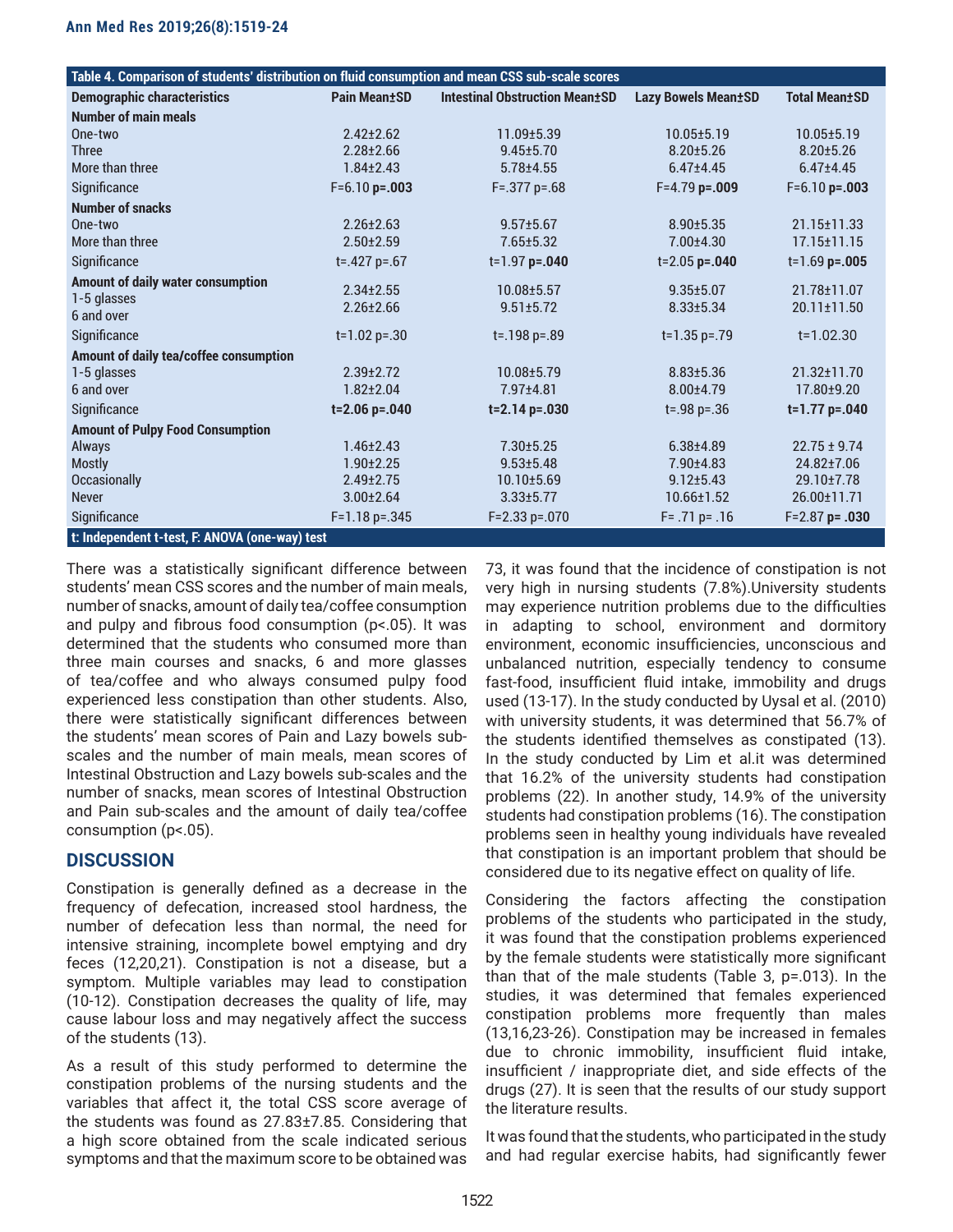| Table 4. Comparison of students' distribution on fluid consumption and mean CSS sub-scale scores | | | | |
|---|---|---|---|---|
| **Demographic characteristics** | **Pain Mean±SD** | **Intestinal Obstruction Mean±SD** | **Lazy Bowels Mean±SD** | **Total Mean±SD** |
| **Number of main meals** | | | | |
| One-two | 2.42±2.62 | 11.09±5.39 | 10.05±5.19 | 10.05±5.19 |
| Three | 2.28±2.66 | 9.45±5.70 | 8.20±5.26 | 8.20±5.26 |
| More than three | 1.84±2.43 | 5.78±4.55 | 6.47±4.45 | 6.47±4.45 |
| Significance | F=6.10 **p=.003** | F=.377 p=.68 | F=4.79 **p=.009** | F=6.10 **p=.003** |
| **Number of snacks** | | | | |
| One-two | 2.26±2.63 | 9.57±5.67 | 8.90±5.35 | 21.15±11.33 |
| More than three | 2.50±2.59 | 7.65±5.32 | 7.00±4.30 | 17.15±11.15 |
| Significance | t=.427 p=.67 | t=1.97 **p=.040** | t=2.05 **p=.040** | t=1.69 **p=.005** |
| **Amount of daily water consumption** | | | | |
| 1-5 glasses | 2.34±2.55 | 10.08±5.57 | 9.35±5.07 | 21.78±11.07 |
| 6 and over | 2.26±2.66 | 9.51±5.72 | 8.33±5.34 | 20.11±11.50 |
| Significance | t=1.02 p=.30 | t=.198 p=.89 | t=1.35 p=.79 | t=1.02.30 |
| **Amount of daily tea/coffee consumption** | | | | |
| 1-5 glasses | 2.39±2.72 | 10.08±5.79 | 8.83±5.36 | 21.32±11.70 |
| 6 and over | 1.82±2.04 | 7.97±4.81 | 8.00±4.79 | 17.80±9.20 |
| Significance | **t=2.06 p=.040** | **t=2.14 p=.030** | t=.98 p=.36 | **t=1.77 p=.040** |
| **Amount of Pulpy Food Consumption** | | | | |
| Always | 1.46±2.43 | 7.30±5.25 | 6.38±4.89 | 22.75 ± 9.74 |
| Mostly | 1.90±2.25 | 9.53±5.48 | 7.90±4.83 | 24.82±7.06 |
| Occasionally | 2.49±2.75 | 10.10±5.69 | 9.12±5.43 | 29.10±7.78 |
| Never | 3.00±2.64 | 3.33±5.77 | 10.66±1.52 | 26.00±11.71 |
| Significance | F=1.18 p=.345 | F=2.33 p=.070 | F= .71 p= .16 | F=2.87 **p= .030** |

**t: Independent t-test, F: ANOVA (one-way) test**

There was a statistically significant difference between students' mean CSS scores and the number of main meals, number of snacks, amount of daily tea/coffee consumption and pulpy and fibrous food consumption (p<.05). It was determined that the students who consumed more than three main courses and snacks, 6 and more glasses of tea/coffee and who always consumed pulpy food experienced less constipation than other students. Also, there were statistically significant differences between the students' mean scores of Pain and Lazy bowels sub-scales and the number of main meals, mean scores of Intestinal Obstruction and Lazy bowels sub-scales and the number of snacks, mean scores of Intestinal Obstruction and Pain sub-scales and the amount of daily tea/coffee consumption (p<.05).

## DISCUSSION

Constipation is generally defined as a decrease in the frequency of defecation, increased stool hardness, the number of defecation less than normal, the need for intensive straining, incomplete bowel emptying and dry feces (12,20,21). Constipation is not a disease, but a symptom. Multiple variables may lead to constipation (10-12). Constipation decreases the quality of life, may cause labour loss and may negatively affect the success of the students (13).

As a result of this study performed to determine the constipation problems of the nursing students and the variables that affect it, the total CSS score average of the students was found as 27.83±7.85. Considering that a high score obtained from the scale indicated serious symptoms and that the maximum score to be obtained was 73, it was found that the incidence of constipation is not very high in nursing students (7.8%).University students may experience nutrition problems due to the difficulties in adapting to school, environment and dormitory environment, economic insufficiencies, unconscious and unbalanced nutrition, especially tendency to consume fast-food, insufficient fluid intake, immobility and drugs used (13-17). In the study conducted by Uysal et al. (2010) with university students, it was determined that 56.7% of the students identified themselves as constipated (13). In the study conducted by Lim et al.it was determined that 16.2% of the university students had constipation problems (22). In another study, 14.9% of the university students had constipation problems (16). The constipation problems seen in healthy young individuals have revealed that constipation is an important problem that should be considered due to its negative effect on quality of life.

Considering the factors affecting the constipation problems of the students who participated in the study, it was found that the constipation problems experienced by the female students were statistically more significant than that of the male students (Table 3, p=.013). In the studies, it was determined that females experienced constipation problems more frequently than males (13,16,23-26). Constipation may be increased in females due to chronic immobility, insufficient fluid intake, insufficient / inappropriate diet, and side effects of the drugs (27). It is seen that the results of our study support the literature results.

It was found that the students, who participated in the study and had regular exercise habits, had significantly fewer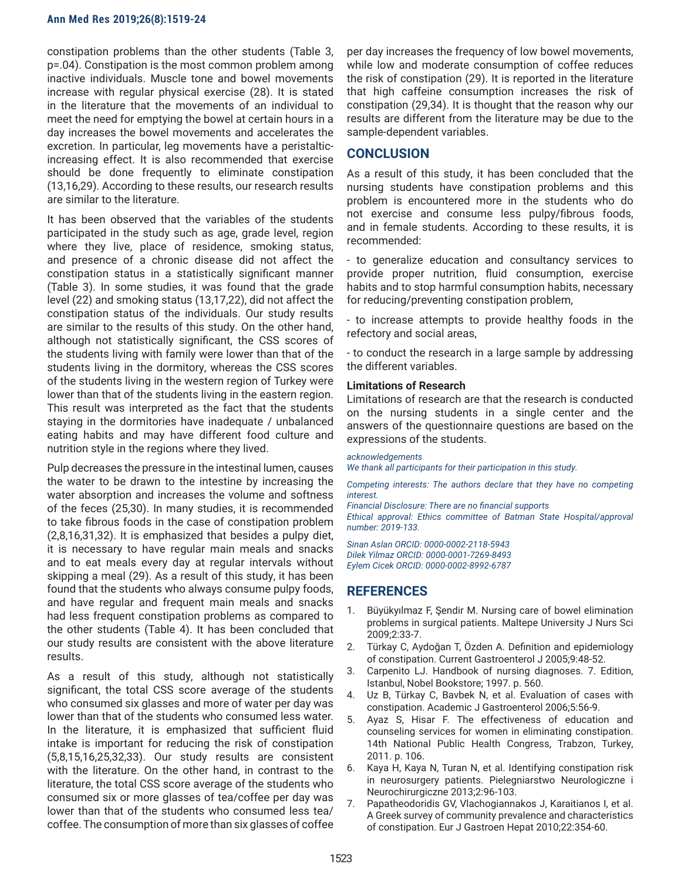constipation problems than the other students (Table 3, p=.04). Constipation is the most common problem among inactive individuals. Muscle tone and bowel movements increase with regular physical exercise (28). It is stated in the literature that the movements of an individual to meet the need for emptying the bowel at certain hours in a day increases the bowel movements and accelerates the excretion. In particular, leg movements have a peristaltic-increasing effect. It is also recommended that exercise should be done frequently to eliminate constipation (13,16,29). According to these results, our research results are similar to the literature.

It has been observed that the variables of the students participated in the study such as age, grade level, region where they live, place of residence, smoking status, and presence of a chronic disease did not affect the constipation status in a statistically significant manner (Table 3). In some studies, it was found that the grade level (22) and smoking status (13,17,22), did not affect the constipation status of the individuals. Our study results are similar to the results of this study. On the other hand, although not statistically significant, the CSS scores of the students living with family were lower than that of the students living in the dormitory, whereas the CSS scores of the students living in the western region of Turkey were lower than that of the students living in the eastern region. This result was interpreted as the fact that the students staying in the dormitories have inadequate / unbalanced eating habits and may have different food culture and nutrition style in the regions where they lived.

Pulp decreases the pressure in the intestinal lumen, causes the water to be drawn to the intestine by increasing the water absorption and increases the volume and softness of the feces (25,30). In many studies, it is recommended to take fibrous foods in the case of constipation problem (2,8,16,31,32). It is emphasized that besides a pulpy diet, it is necessary to have regular main meals and snacks and to eat meals every day at regular intervals without skipping a meal (29). As a result of this study, it has been found that the students who always consume pulpy foods, and have regular and frequent main meals and snacks had less frequent constipation problems as compared to the other students (Table 4). It has been concluded that our study results are consistent with the above literature results.

As a result of this study, although not statistically significant, the total CSS score average of the students who consumed six glasses and more of water per day was lower than that of the students who consumed less water. In the literature, it is emphasized that sufficient fluid intake is important for reducing the risk of constipation (5,8,15,16,25,32,33). Our study results are consistent with the literature. On the other hand, in contrast to the literature, the total CSS score average of the students who consumed six or more glasses of tea/coffee per day was lower than that of the students who consumed less tea/coffee. The consumption of more than six glasses of coffee per day increases the frequency of low bowel movements, while low and moderate consumption of coffee reduces the risk of constipation (29). It is reported in the literature that high caffeine consumption increases the risk of constipation (29,34). It is thought that the reason why our results are different from the literature may be due to the sample-dependent variables.

## CONCLUSION

As a result of this study, it has been concluded that the nursing students have constipation problems and this problem is encountered more in the students who do not exercise and consume less pulpy/fibrous foods, and in female students. According to these results, it is recommended:

- to generalize education and consultancy services to provide proper nutrition, fluid consumption, exercise habits and to stop harmful consumption habits, necessary for reducing/preventing constipation problem,

- to increase attempts to provide healthy foods in the refectory and social areas,

- to conduct the research in a large sample by addressing the different variables.

### Limitations of Research

Limitations of research are that the research is conducted on the nursing students in a single center and the answers of the questionnaire questions are based on the expressions of the students.

*acknowledgements*
*We thank all participants for their participation in this study.*

*Competing interests: The authors declare that they have no competing interest.*
*Financial Disclosure: There are no financial supports*
*Ethical approval: Ethics committee of Batman State Hospital/approval number: 2019-133.*

*Sinan Aslan ORCID: 0000-0002-2118-5943*
*Dilek Yilmaz ORCID: 0000-0001-7269-8493*
*Eylem Cicek ORCID: 0000-0002-8992-6787*

## REFERENCES

1. Büyükyılmaz F, Şendir M. Nursing care of bowel elimination problems in surgical patients. Maltepe University J Nurs Sci 2009;2:33-7.
2. Türkay C, Aydoğan T, Özden A. Definition and epidemiology of constipation. Current Gastroenterol J 2005;9:48-52.
3. Carpenito LJ. Handbook of nursing diagnoses. 7. Edition, Istanbul, Nobel Bookstore; 1997. p. 560.
4. Uz B, Türkay C, Bavbek N, et al. Evaluation of cases with constipation. Academic J Gastroenterol 2006;5:56-9.
5. Ayaz S, Hisar F. The effectiveness of education and counseling services for women in eliminating constipation. 14th National Public Health Congress, Trabzon, Turkey, 2011. p. 106.
6. Kaya H, Kaya N, Turan N, et al. Identifying constipation risk in neurosurgery patients. Pielegniarstwo Neurologiczne i Neurochirurgiczne 2013;2:96-103.
7. Papatheodoridis GV, Vlachogiannakos J, Karaitianos I, et al. A Greek survey of community prevalence and characteristics of constipation. Eur J Gastroen Hepat 2010;22:354-60.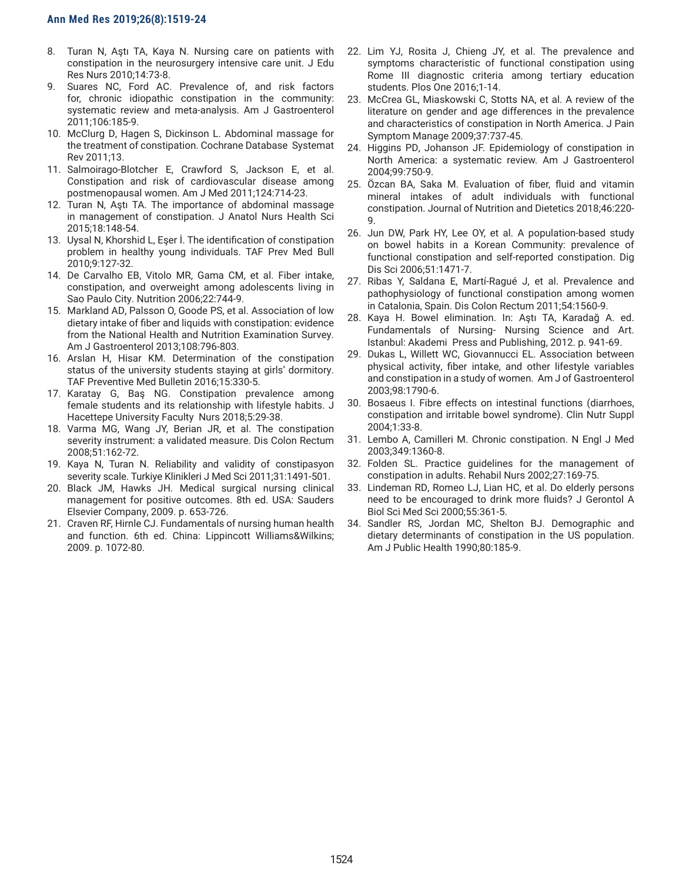8. Turan N, Aştı TA, Kaya N. Nursing care on patients with constipation in the neurosurgery intensive care unit. J Edu Res Nurs 2010;14:73-8.
9. Suares NC, Ford AC. Prevalence of, and risk factors for, chronic idiopathic constipation in the community: systematic review and meta-analysis. Am J Gastroenterol 2011;106:185-9.
10. McClurg D, Hagen S, Dickinson L. Abdominal massage for the treatment of constipation. Cochrane Database Systemat Rev 2011;13.
11. Salmoirago-Blotcher E, Crawford S, Jackson E, et al. Constipation and risk of cardiovascular disease among postmenopausal women. Am J Med 2011;124:714-23.
12. Turan N, Aştı TA. The importance of abdominal massage in management of constipation. J Anatol Nurs Health Sci 2015;18:148-54.
13. Uysal N, Khorshid L, Eşer İ. The identification of constipation problem in healthy young individuals. TAF Prev Med Bull 2010;9:127-32.
14. De Carvalho EB, Vitolo MR, Gama CM, et al. Fiber intake, constipation, and overweight among adolescents living in Sao Paulo City. Nutrition 2006;22:744-9.
15. Markland AD, Palsson O, Goode PS, et al. Association of low dietary intake of fiber and liquids with constipation: evidence from the National Health and Nutrition Examination Survey. Am J Gastroenterol 2013;108:796-803.
16. Arslan H, Hisar KM. Determination of the constipation status of the university students staying at girls' dormitory. TAF Preventive Med Bulletin 2016;15:330-5.
17. Karatay G, Baş NG. Constipation prevalence among female students and its relationship with lifestyle habits. J Hacettepe University Faculty Nurs 2018;5:29-38.
18. Varma MG, Wang JY, Berian JR, et al. The constipation severity instrument: a validated measure. Dis Colon Rectum 2008;51:162-72.
19. Kaya N, Turan N. Reliability and validity of constipasyon severity scale. Turkiye Klinikleri J Med Sci 2011;31:1491-501.
20. Black JM, Hawks JH. Medical surgical nursing clinical management for positive outcomes. 8th ed. USA: Sauders Elsevier Company, 2009. p. 653-726.
21. Craven RF, Hirnle CJ. Fundamentals of nursing human health and function. 6th ed. China: Lippincott Williams&Wilkins; 2009. p. 1072-80.
22. Lim YJ, Rosita J, Chieng JY, et al. The prevalence and symptoms characteristic of functional constipation using Rome III diagnostic criteria among tertiary education students. Plos One 2016;1-14.
23. McCrea GL, Miaskowski C, Stotts NA, et al. A review of the literature on gender and age differences in the prevalence and characteristics of constipation in North America. J Pain Symptom Manage 2009;37:737-45.
24. Higgins PD, Johanson JF. Epidemiology of constipation in North America: a systematic review. Am J Gastroenterol 2004;99:750-9.
25. Özcan BA, Saka M. Evaluation of fiber, fluid and vitamin mineral intakes of adult individuals with functional constipation. Journal of Nutrition and Dietetics 2018;46:220-9.
26. Jun DW, Park HY, Lee OY, et al. A population-based study on bowel habits in a Korean Community: prevalence of functional constipation and self-reported constipation. Dig Dis Sci 2006;51:1471-7.
27. Ribas Y, Saldana E, Martí-Ragué J, et al. Prevalence and pathophysiology of functional constipation among women in Catalonia, Spain. Dis Colon Rectum 2011;54:1560-9.
28. Kaya H. Bowel elimination. In: Aştı TA, Karadağ A. ed. Fundamentals of Nursing- Nursing Science and Art. Istanbul: Akademi Press and Publishing, 2012. p. 941-69.
29. Dukas L, Willett WC, Giovannucci EL. Association between physical activity, fiber intake, and other lifestyle variables and constipation in a study of women. Am J of Gastroenterol 2003;98:1790-6.
30. Bosaeus I. Fibre effects on intestinal functions (diarrhoes, constipation and irritable bowel syndrome). Clin Nutr Suppl 2004;1:33-8.
31. Lembo A, Camilleri M. Chronic constipation. N Engl J Med 2003;349:1360-8.
32. Folden SL. Practice guidelines for the management of constipation in adults. Rehabil Nurs 2002;27:169-75.
33. Lindeman RD, Romeo LJ, Lian HC, et al. Do elderly persons need to be encouraged to drink more fluids? J Gerontol A Biol Sci Med Sci 2000;55:361-5.
34. Sandler RS, Jordan MC, Shelton BJ. Demographic and dietary determinants of constipation in the US population. Am J Public Health 1990;80:185-9.